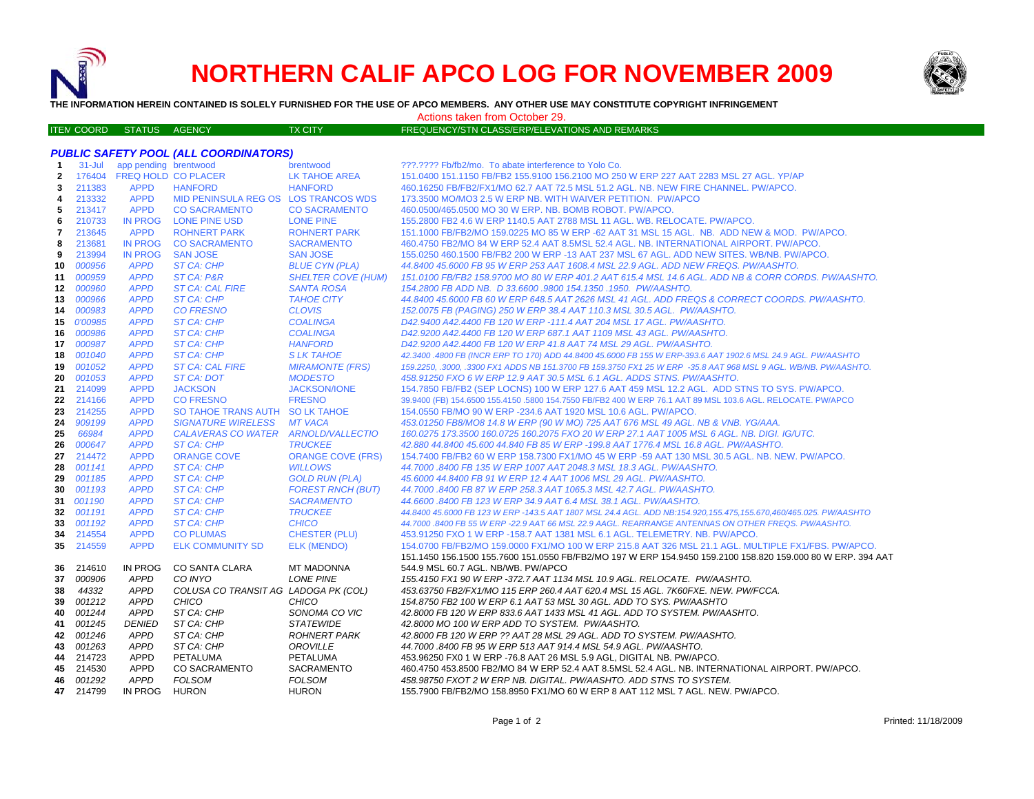# NORTHERN CALIF APCO LOG FOR NOVEMBER 2009

**THE INFORMATION HEREIN CONTAINED IS SOLELY FURNISHED FOR THE USE OF APCO MEMBERS. ANY OTHER USE MAY CONSTITUTE COPYRIGHT INFRINGEMENT**

Actions taken from October 29.

### *PUBLIC SAFETY POOL (ALL COORDINATORS)*

| ITEM | COORD | STATUS | AGENCY | TX CITY | FREQUENCY/STN CLASS/ERP/ELEVATIONS AND REMARKS |
|---|---|---|---|---|---|
| 1 | 31-Jul | app pending | brentwood | brentwood | ???.???? Fb/fb2/mo. To abate interference to Yolo Co. |
| 2 | 176404 | FREQ HOLD | CO PLACER | LK TAHOE AREA | 151.0400 151.1150 FB/FB2 155.9100 156.2100 MO 250 W ERP 227 AAT 2283 MSL 27 AGL. YP/AP |
| 3 | 211383 | APPD | HANFORD | HANFORD | 460.16250 FB/FB2/FX1/MO 62.7 AAT 72.5 MSL 51.2 AGL. NB. NEW FIRE CHANNEL. PW/APCO. |
| 4 | 213332 | APPD | MID PENINSULA REG OS | LOS TRANCOS WDS | 173.3500 MO/MO3 2.5 W ERP NB. WITH WAIVER PETITION. PW/APCO |
| 5 | 213417 | APPD | CO SACRAMENTO | CO SACRAMENTO | 460.0500/465.0500 MO 30 W ERP. NB. BOMB ROBOT. PW/APCO. |
| 6 | 210733 | IN PROG | LONE PINE USD | LONE PINE | 155.2800 FB2 4.6 W ERP 1140.5 AAT 2788 MSL 11 AGL. WB. RELOCATE. PW/APCO. |
| 7 | 213645 | APPD | ROHNERT PARK | ROHNERT PARK | 151.1000 FB/FB2/MO 159.0225 MO 85 W ERP -62 AAT 31 MSL 15 AGL. NB. ADD NEW & MOD. PW/APCO. |
| 8 | 213681 | IN PROG | CO SACRAMENTO | SACRAMENTO | 460.4750 FB2/MO 84 W ERP 52.4 AAT 8.5MSL 52.4 AGL. NB. INTERNATIONAL AIRPORT. PW/APCO. |
| 9 | 213994 | IN PROG | SAN JOSE | SAN JOSE | 155.0250 460.1500 FB/FB2 200 W ERP -13 AAT 237 MSL 67 AGL. ADD NEW SITES. WB/NB. PW/APCO. |
| 10 | *000956* | *APPD* | *ST CA: CHP* | *BLUE CYN (PLA)* | *44.8400 45.6000 FB 95 W ERP 253 AAT 1608.4 MSL 22.9 AGL. ADD NEW FREQS. PW/AASHTO.* |
| 11 | *000959* | *APPD* | *ST CA: P&R* | *SHELTER COVE (HUM)* | *151.0100 FB/FB2 158.9700 MO 80 W ERP 401.2 AAT 615.4 MSL 14.6 AGL. ADD NB & CORR CORDS. PW/AASHTO.* |
| 12 | *000960* | *APPD* | *ST CA: CAL FIRE* | *SANTA ROSA* | *154.2800 FB ADD NB. D 33.6600 .9800 154.1350 .1950. PW/AASHTO.* |
| 13 | *000966* | *APPD* | *ST CA: CHP* | *TAHOE CITY* | *44.8400 45.6000 FB 60 W ERP 648.5 AAT 2626 MSL 41 AGL. ADD FREQS & CORRECT COORDS. PW/AASHTO.* |
| 14 | *000983* | *APPD* | *CO FRESNO* | *CLOVIS* | *152.0075 FB (PAGING) 250 W ERP 38.4 AAT 110.3 MSL 30.5 AGL. PW/AASHTO.* |
| 15 | *0'00985* | *APPD* | *ST CA: CHP* | *COALINGA* | *D42.9400 A42.4400 FB 120 W ERP -111.4 AAT 204 MSL 17 AGL. PW/AASHTO.* |
| 16 | *000986* | *APPD* | *ST CA: CHP* | *COALINGA* | *D42.9200 A42.4400 FB 120 W ERP 687.1 AAT 1109 MSL 43 AGL. PW/AASHTO.* |
| 17 | *000987* | *APPD* | *ST CA: CHP* | *HANFORD* | *D42.9200 A42.4400 FB 120 W ERP 41.8 AAT 74 MSL 29 AGL. PW/AASHTO.* |
| 18 | *001040* | *APPD* | *ST CA: CHP* | *S LK TAHOE* | *42.3400 .4800 FB (INCR ERP TO 170) ADD 44.8400 45.6000 FB 155 W ERP-393.6 AAT 1902.6 MSL 24.9 AGL. PW/AASHTO* |
| 19 | *001052* | *APPD* | *ST CA: CAL FIRE* | *MIRAMONTE (FRS)* | *159.2250, .3000, .3300 FX1 ADDS NB 151.3700 FB 159.3750 FX1 25 W ERP -35.8 AAT 968 MSL 9 AGL. WB/NB. PW/AASHTO.* |
| 20 | *001053* | *APPD* | *ST CA: DOT* | *MODESTO* | *458.91250 FXO 6 W ERP 12.9 AAT 30.5 MSL 6.1 AGL. ADDS STNS. PW/AASHTO.* |
| 21 | 214099 | APPD | JACKSON | JACKSON/IONE | 154.7850 FB/FB2 (SEP LOCNS) 100 W ERP 127.6 AAT 459 MSL 12.2 AGL. ADD STNS TO SYS. PW/APCO. |
| 22 | 214166 | APPD | CO FRESNO | FRESNO | 39.9400 (FB) 154.6500 155.4150 .5800 154.7550 FB/FB2 400 W ERP 76.1 AAT 89 MSL 103.6 AGL. RELOCATE. PW/APCO |
| 23 | 214255 | APPD | SO TAHOE TRANS AUTH | SO LK TAHOE | 154.0550 FB/MO 90 W ERP -234.6 AAT 1920 MSL 10.6 AGL. PW/APCO. |
| 24 | *909199* | *APPD* | *SIGNATURE WIRELESS* | *MT VACA* | *453.01250 FB8/MO8 14.8 W ERP (90 W MO) 725 AAT 676 MSL 49 AGL. NB & VNB. YG/AAA.* |
| 25 | *66984* | *APPD* | *CALAVERAS CO WATER* | *ARNOLD/VALLECTIO* | *160.0275 173.3500 160.0725 160.2075 FXO 20 W ERP 27.1 AAT 1005 MSL 6 AGL. NB. DIGI. IG/UTC.* |
| 26 | *000647* | *APPD* | *ST CA: CHP* | *TRUCKEE* | *42.880 44.8400 45.600 44.840 FB 85 W ERP -199.8 AAT 1776.4 MSL 16.8 AGL. PW/AASHTO.* |
| 27 | 214472 | APPD | ORANGE COVE | ORANGE COVE (FRS) | 154.7400 FB/FB2 60 W ERP 158.7300 FX1/MO 45 W ERP -59 AAT 130 MSL 30.5 AGL. NB. NEW. PW/APCO. |
| 28 | *001141* | *APPD* | *ST CA: CHP* | *WILLOWS* | *44.7000 .8400 FB 135 W ERP 1007 AAT 2048.3 MSL 18.3 AGL. PW/AASHTO.* |
| 29 | *001185* | *APPD* | *ST CA: CHP* | *GOLD RUN (PLA)* | *45.6000 44.8400 FB 91 W ERP 12.4 AAT 1006 MSL 29 AGL. PW/AASHTO.* |
| 30 | *001193* | *APPD* | *ST CA: CHP* | *FOREST RNCH (BUT)* | *44.7000 .8400 FB 87 W ERP 258.3 AAT 1065.3 MSL 42.7 AGL. PW/AASHTO.* |
| 31 | *001190* | *APPD* | *ST CA: CHP* | *SACRAMENTO* | *44.6600 .8400 FB 123 W ERP 34.9 AAT 6.4 MSL 38.1 AGL. PW/AASHTO.* |
| 32 | *001191* | *APPD* | *ST CA: CHP* | *TRUCKEE* | *44.8400 45.6000 FB 123 W ERP -143.5 AAT 1807 MSL 24.4 AGL. ADD NB:154.920,155.475,155.670,460/465.025. PW/AASHTO* |
| 33 | *001192* | *APPD* | *ST CA: CHP* | *CHICO* | *44.7000 .8400 FB 55 W ERP -22.9 AAT 66 MSL 22.9 AAGL. REARRANGE ANTENNAS ON OTHER FREQS. PW/AASHTO.* |
| 34 | 214554 | APPD | CO PLUMAS | CHESTER (PLU) | 453.91250 FXO 1 W ERP -158.7 AAT 1381 MSL 6.1 AGL. TELEMETRY. NB. PW/APCO. |
| 35 | 214559 | APPD | ELK COMMUNITY SD | ELK (MENDO) | 154.0700 FB/FB2/MO 159.0000 FX1/MO 10 W ERP 215.8 AAT 326 MSL 21.1 AGL. MULTIPLE FX1/FBS. PW/APCO. |
| 36 | 214610 | IN PROG | CO SANTA CLARA | MT MADONNA | 151.1450 156.1500 155.7600 151.0550 FB/FB2/MO 197 W ERP 154.9450 159.2100 158.820 159.000 80 W ERP. 394 AAT 544.9 MSL 60.7 AGL. NB/WB. PW/APCO |
| 37 | *000906* | *APPD* | *CO INYO* | *LONE PINE* | *155.4150 FX1 90 W ERP -372.7 AAT 1134 MSL 10.9 AGL. RELOCATE. PW/AASHTO.* |
| 38 | *44332* | *APPD* | *COLUSA CO TRANSIT AG* | *LADOGA PK (COL)* | *453.63750 FB2/FX1/MO 115 ERP 260.4 AAT 620.4 MSL 15 AGL. 7K60FXE. NEW. PW/FCCA.* |
| 39 | *001212* | *APPD* | *CHICO* | *CHICO* | *154.8750 FB2 100 W ERP 6.1 AAT 53 MSL 30 AGL. ADD TO SYS. PW/AASHTO* |
| 40 | *001244* | *APPD* | *ST CA: CHP* | *SONOMA CO VIC* | *42.8000 FB 120 W ERP 833.6 AAT 1433 MSL 41 AGL. ADD TO SYSTEM. PW/AASHTO.* |
| 41 | *001245* | *DENIED* | *ST CA: CHP* | *STATEWIDE* | *42.8000 MO 100 W ERP ADD TO SYSTEM. PW/AASHTO.* |
| 42 | *001246* | *APPD* | *ST CA: CHP* | *ROHNERT PARK* | *42.8000 FB 120 W ERP ?? AAT 28 MSL 29 AGL. ADD TO SYSTEM. PW/AASHTO.* |
| 43 | *001263* | *APPD* | *ST CA: CHP* | *OROVILLE* | *44.7000 .8400 FB 95 W ERP 513 AAT 914.4 MSL 54.9 AGL. PW/AASHTO.* |
| 44 | 214723 | APPD | PETALUMA | PETALUMA | 453.96250 FX0 1 W ERP -76.8 AAT 26 MSL 5.9 AGL, DIGITAL NB. PW/APCO. |
| 45 | 214530 | APPD | CO SACRAMENTO | SACRAMENTO | 460.4750 453.8500 FB2/MO 84 W ERP 52.4 AAT 8.5MSL 52.4 AGL. NB. INTERNATIONAL AIRPORT. PW/APCO. |
| 46 | *001292* | *APPD* | *FOLSOM* | *FOLSOM* | *458.98750 FXOT 2 W ERP NB. DIGITAL. PW/AASHTO. ADD STNS TO SYSTEM.* |
| 47 | 214799 | IN PROG | HURON | HURON | 155.7900 FB/FB2/MO 158.8950 FX1/MO 60 W ERP 8 AAT 112 MSL 7 AGL. NEW. PW/APCO. |

Printed: 11/18/2009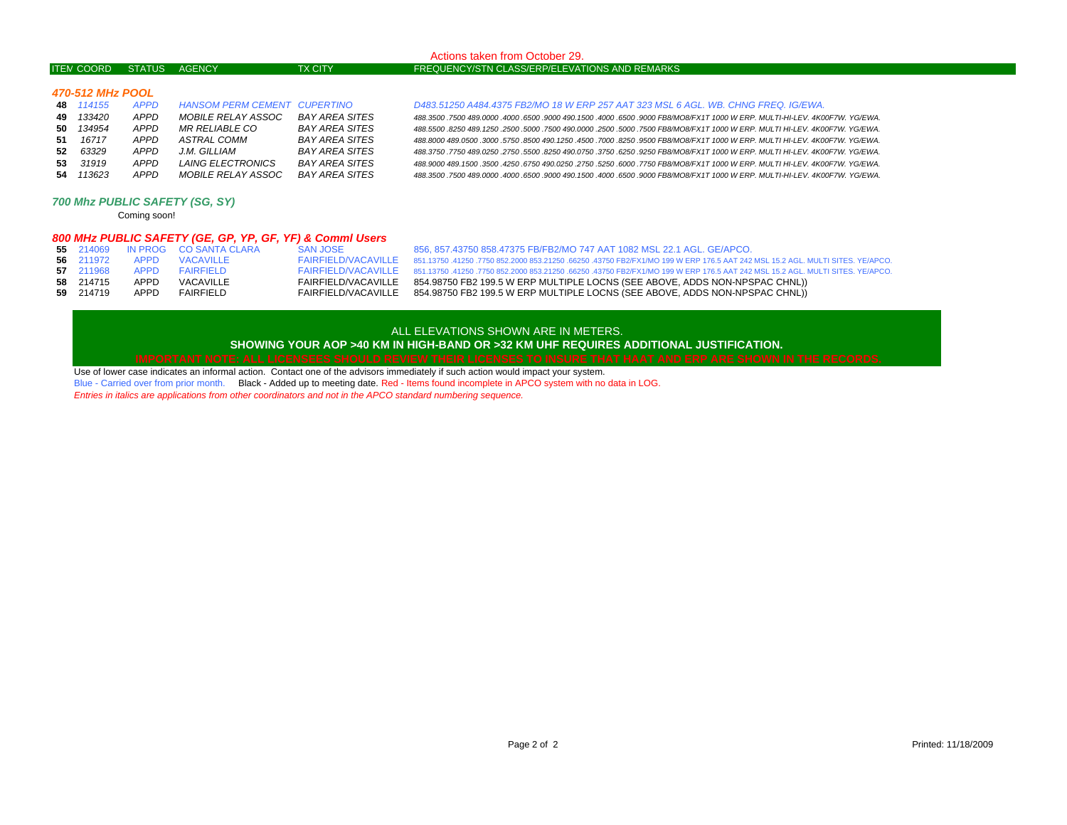Actions taken from October 29.

| ITEM | COORD | STATUS | AGENCY | TX CITY | FREQUENCY/STN CLASS/ERP/ELEVATIONS AND REMARKS |
|---|---|---|---|---|---|
| ***470-512 MHz POOL*** | | | | | |
| 48 | *114155* | *APPD* | *HANSOM PERM CEMENT* | *CUPERTINO* | *D483.51250 A484.4375 FB2/MO 18 W ERP 257 AAT 323 MSL 6 AGL. WB. CHNG FREQ. IG/EWA.* |
| 49 | *133420* | *APPD* | *MOBILE RELAY ASSOC* | *BAY AREA SITES* | *488.3500 .7500 489.0000 .4000 .6500 .9000 490.1500 .4000 .6500 .9000 FB8/MO8/FX1T 1000 W ERP. MULTI-HI-LEV. 4K00F7W. YG/EWA.* |
| 50 | *134954* | *APPD* | *MR RELIABLE CO* | *BAY AREA SITES* | *488.5500 .8250 489.1250 .2500 .5000 .7500 490.0000 .2500 .5000 .7500 FB8/MO8/FX1T 1000 W ERP. MULTI HI-LEV. 4K00F7W. YG/EWA.* |
| 51 | *16717* | *APPD* | *ASTRAL COMM* | *BAY AREA SITES* | *488.8000 489.0500 .3000 .5750 .8500 490.1250 .4500 .7000 .8250 .9500 FB8/MO8/FX1T 1000 W ERP. MULTI HI-LEV. 4K00F7W. YG/EWA.* |
| 52 | *63329* | *APPD* | *J.M. GILLIAM* | *BAY AREA SITES* | *488.3750 .7750 489.0250 .2750 .5500 .8250 490.0750 .3750 .6250 .9250 FB8/MO8/FX1T 1000 W ERP. MULTI HI-LEV. 4K00F7W. YG/EWA.* |
| 53 | *31919* | *APPD* | *LAING ELECTRONICS* | *BAY AREA SITES* | *488.9000 489.1500 .3500 .4250 .6750 490.0250 .2750 .5250 .6000 .7750 FB8/MO8/FX1T 1000 W ERP. MULTI HI-LEV. 4K00F7W. YG/EWA.* |
| 54 | *113623* | *APPD* | *MOBILE RELAY ASSOC* | *BAY AREA SITES* | *488.3500 .7500 489.0000 .4000 .6500 .9000 490.1500 .4000 .6500 .9000 FB8/MO8/FX1T 1000 W ERP. MULTI-HI-LEV. 4K00F7W. YG/EWA.* |
| ***700 Mhz PUBLIC SAFETY (SG, SY)*** | | | | | |
| | Coming soon! | | | | |
| ***800 MHz PUBLIC SAFETY (GE, GP, YP, GF, YF) & Comml Users*** | | | | | |
| 55 | 214069 | IN PROG | CO SANTA CLARA | SAN JOSE | 856, 857.43750 858.47375 FB/FB2/MO 747 AAT 1082 MSL 22.1 AGL. GE/APCO. |
| 56 | 211972 | APPD | VACAVILLE | FAIRFIELD/VACAVILLE | 851.13750 .41250 .7750 852.2000 853.21250 .66250 .43750 FB2/FX1/MO 199 W ERP 176.5 AAT 242 MSL 15.2 AGL. MULTI SITES. YE/APCO. |
| 57 | 211968 | APPD | FAIRFIELD | FAIRFIELD/VACAVILLE | 851.13750 .41250 .7750 852.2000 853.21250 .66250 .43750 FB2/FX1/MO 199 W ERP 176.5 AAT 242 MSL 15.2 AGL. MULTI SITES. YE/APCO. |
| 58 | 214715 | APPD | VACAVILLE | FAIRFIELD/VACAVILLE | 854.98750 FB2 199.5 W ERP MULTIPLE LOCNS (SEE ABOVE, ADDS NON-NPSPAC CHNL)) |
| 59 | 214719 | APPD | FAIRFIELD | FAIRFIELD/VACAVILLE | 854.98750 FB2 199.5 W ERP MULTIPLE LOCNS (SEE ABOVE, ADDS NON-NPSPAC CHNL)) |

ALL ELEVATIONS SHOWN ARE IN METERS.

**SHOWING YOUR AOP >40 KM IN HIGH-BAND OR >32 KM UHF REQUIRES ADDITIONAL JUSTIFICATION.**

**IMPORTANT NOTE: ALL LICENSEES SHOULD REVIEW THEIR LICENSES TO INSURE THAT HAAT AND ERP ARE SHOWN IN THE RECORDS.**

Use of lower case indicates an informal action. Contact one of the advisors immediately if such action would impact your system.

Blue - Carried over from prior month. Black - Added up to meeting date. Red - Items found incomplete in APCO system with no data in LOG.

*Entries in italics are applications from other coordinators and not in the APCO standard numbering sequence.*

Printed: 11/18/2009